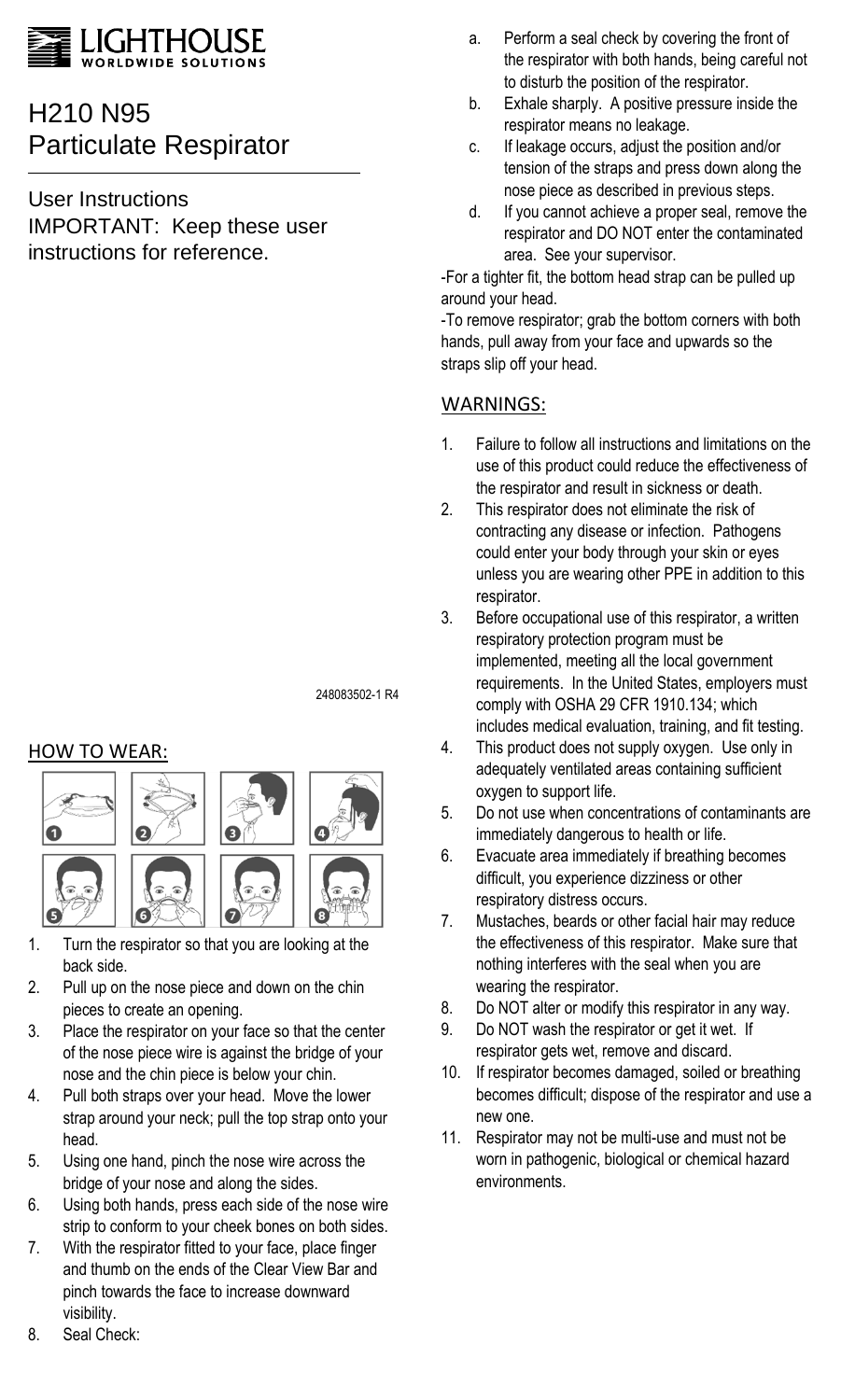LIGHTHOUSE WORLDWIDE SOLUTIONS

# H210 N95 Particulate Respirator

User Instructions

IMPORTANT: Keep these user instructions for reference.

248083502-1 R4

## HOW TO WEAR:

1. Turn the respirator so that you are looking at the back side.
2. Pull up on the nose piece and down on the chin pieces to create an opening.
3. Place the respirator on your face so that the center of the nose piece wire is against the bridge of your nose and the chin piece is below your chin.
4. Pull both straps over your head. Move the lower strap around your neck; pull the top strap onto your head.
5. Using one hand, pinch the nose wire across the bridge of your nose and along the sides.
6. Using both hands, press each side of the nose wire strip to conform to your cheek bones on both sides.
7. With the respirator fitted to your face, place finger and thumb on the ends of the Clear View Bar and pinch towards the face to increase downward visibility.
8. Seal Check:
   a. Perform a seal check by covering the front of the respirator with both hands, being careful not to disturb the position of the respirator.
   b. Exhale sharply. A positive pressure inside the respirator means no leakage.
   c. If leakage occurs, adjust the position and/or tension of the straps and press down along the nose piece as described in previous steps.
   d. If you cannot achieve a proper seal, remove the respirator and DO NOT enter the contaminated area. See your supervisor.

-For a tighter fit, the bottom head strap can be pulled up around your head.

-To remove respirator; grab the bottom corners with both hands, pull away from your face and upwards so the straps slip off your head.

## WARNINGS:

1. Failure to follow all instructions and limitations on the use of this product could reduce the effectiveness of the respirator and result in sickness or death.
2. This respirator does not eliminate the risk of contracting any disease or infection. Pathogens could enter your body through your skin or eyes unless you are wearing other PPE in addition to this respirator.
3. Before occupational use of this respirator, a written respiratory protection program must be implemented, meeting all the local government requirements. In the United States, employers must comply with OSHA 29 CFR 1910.134; which includes medical evaluation, training, and fit testing.
4. This product does not supply oxygen. Use only in adequately ventilated areas containing sufficient oxygen to support life.
5. Do not use when concentrations of contaminants are immediately dangerous to health or life.
6. Evacuate area immediately if breathing becomes difficult, you experience dizziness or other respiratory distress occurs.
7. Mustaches, beards or other facial hair may reduce the effectiveness of this respirator. Make sure that nothing interferes with the seal when you are wearing the respirator.
8. Do NOT alter or modify this respirator in any way.
9. Do NOT wash the respirator or get it wet. If respirator gets wet, remove and discard.
10. If respirator becomes damaged, soiled or breathing becomes difficult; dispose of the respirator and use a new one.
11. Respirator may not be multi-use and must not be worn in pathogenic, biological or chemical hazard environments.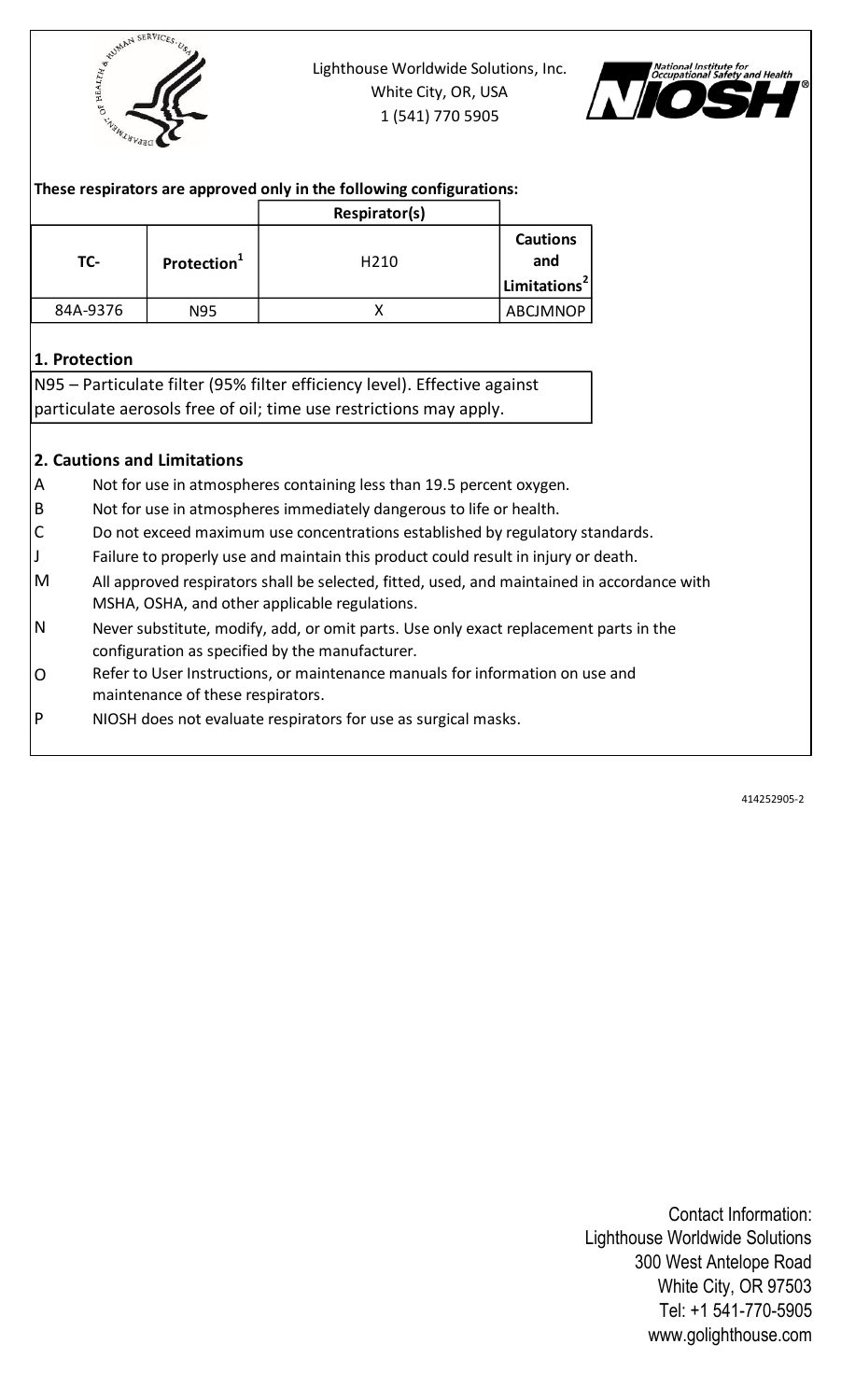Lighthouse Worldwide Solutions, Inc.
White City, OR, USA
1 (541) 770 5905

**These respirators are approved only in the following configurations:**

| | | Respirator(s) | |
|---|---|---|---|
| **TC-** | **Protection[1]** | H210 | **Cautions and Limitations[2]** |
| 84A-9376 | N95 | X | ABCJMNOP |

**1. Protection**

N95 – Particulate filter (95% filter efficiency level). Effective against particulate aerosols free of oil; time use restrictions may apply.

**2. Cautions and Limitations**

- A Not for use in atmospheres containing less than 19.5 percent oxygen.
- B Not for use in atmospheres immediately dangerous to life or health.
- C Do not exceed maximum use concentrations established by regulatory standards.
- J Failure to properly use and maintain this product could result in injury or death.
- M All approved respirators shall be selected, fitted, used, and maintained in accordance with MSHA, OSHA, and other applicable regulations.
- N Never substitute, modify, add, or omit parts. Use only exact replacement parts in the configuration as specified by the manufacturer.
- O Refer to User Instructions, or maintenance manuals for information on use and maintenance of these respirators.
- P NIOSH does not evaluate respirators for use as surgical masks.

414252905-2

Contact Information:
Lighthouse Worldwide Solutions
300 West Antelope Road
White City, OR 97503
Tel: +1 541-770-5905
www.golighthouse.com